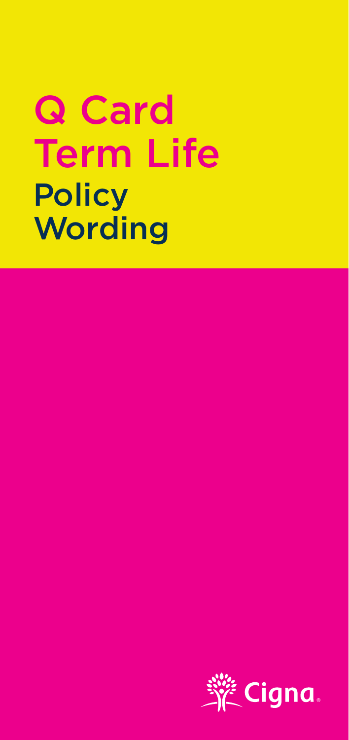# Q Card Term Life Policy Wording

Cigna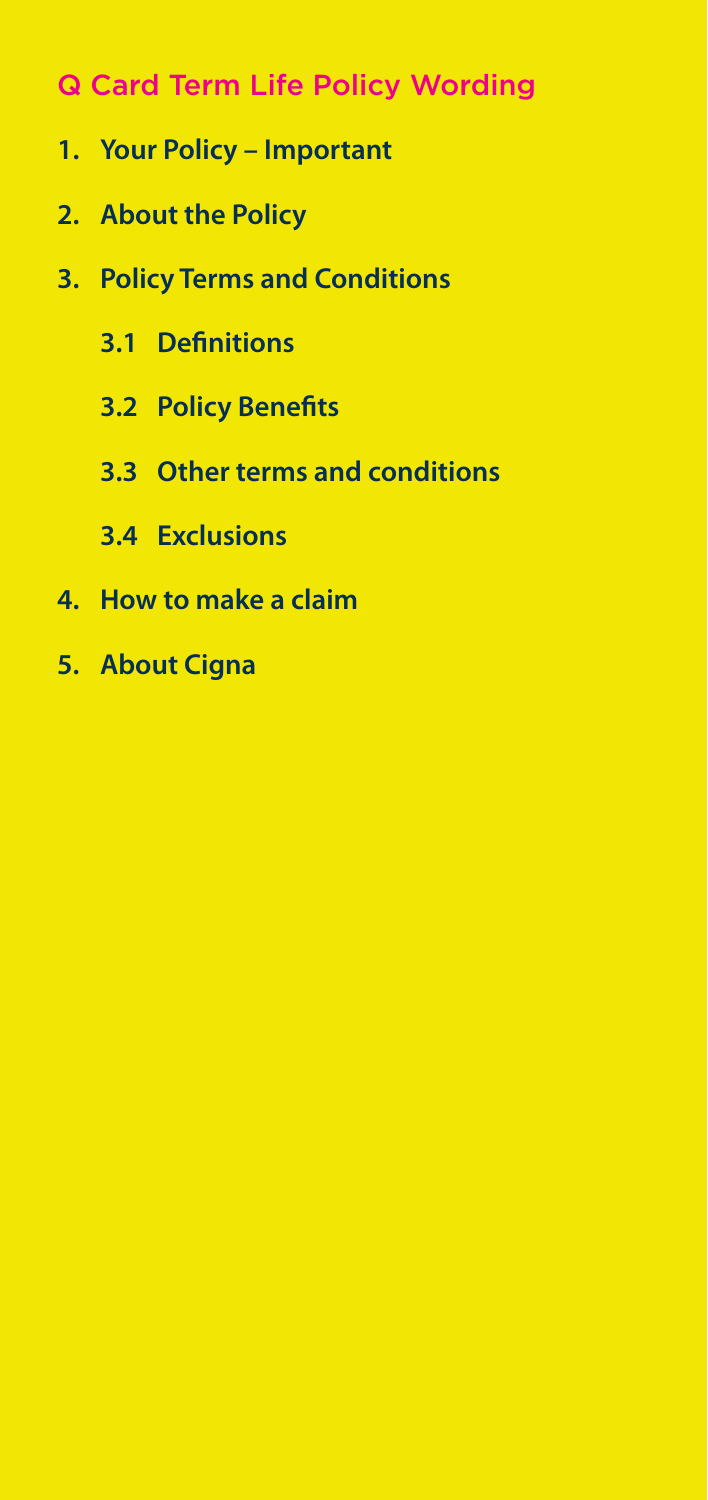# Q Card Term Life Policy Wording

1. **Your Policy – Important**
2. **About the Policy**
3. **Policy Terms and Conditions**
   - **3.1 Definitions**
   - **3.2 Policy Benefits**
   - **3.3 Other terms and conditions**
   - **3.4 Exclusions**
4. **How to make a claim**
5. **About Cigna**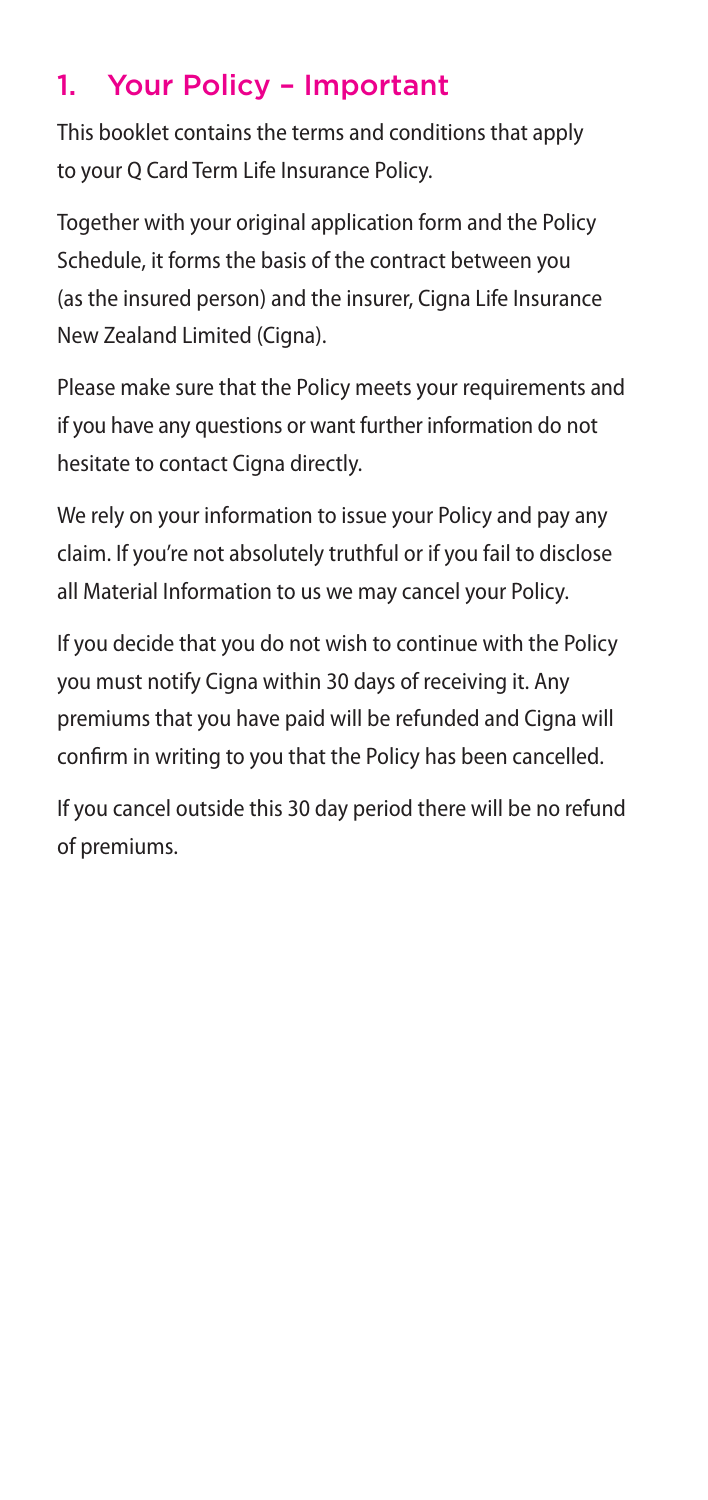## 1. Your Policy – Important

This booklet contains the terms and conditions that apply to your Q Card Term Life Insurance Policy.

Together with your original application form and the Policy Schedule, it forms the basis of the contract between you (as the insured person) and the insurer, Cigna Life Insurance New Zealand Limited (Cigna).

Please make sure that the Policy meets your requirements and if you have any questions or want further information do not hesitate to contact Cigna directly.

We rely on your information to issue your Policy and pay any claim. If you're not absolutely truthful or if you fail to disclose all Material Information to us we may cancel your Policy.

If you decide that you do not wish to continue with the Policy you must notify Cigna within 30 days of receiving it. Any premiums that you have paid will be refunded and Cigna will confirm in writing to you that the Policy has been cancelled.

If you cancel outside this 30 day period there will be no refund of premiums.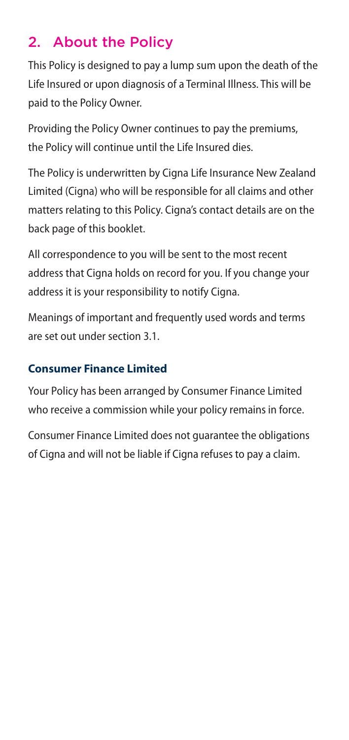## 2. About the Policy

This Policy is designed to pay a lump sum upon the death of the Life Insured or upon diagnosis of a Terminal Illness. This will be paid to the Policy Owner.

Providing the Policy Owner continues to pay the premiums, the Policy will continue until the Life Insured dies.

The Policy is underwritten by Cigna Life Insurance New Zealand Limited (Cigna) who will be responsible for all claims and other matters relating to this Policy. Cigna's contact details are on the back page of this booklet.

All correspondence to you will be sent to the most recent address that Cigna holds on record for you. If you change your address it is your responsibility to notify Cigna.

Meanings of important and frequently used words and terms are set out under section 3.1.

### Consumer Finance Limited

Your Policy has been arranged by Consumer Finance Limited who receive a commission while your policy remains in force.

Consumer Finance Limited does not guarantee the obligations of Cigna and will not be liable if Cigna refuses to pay a claim.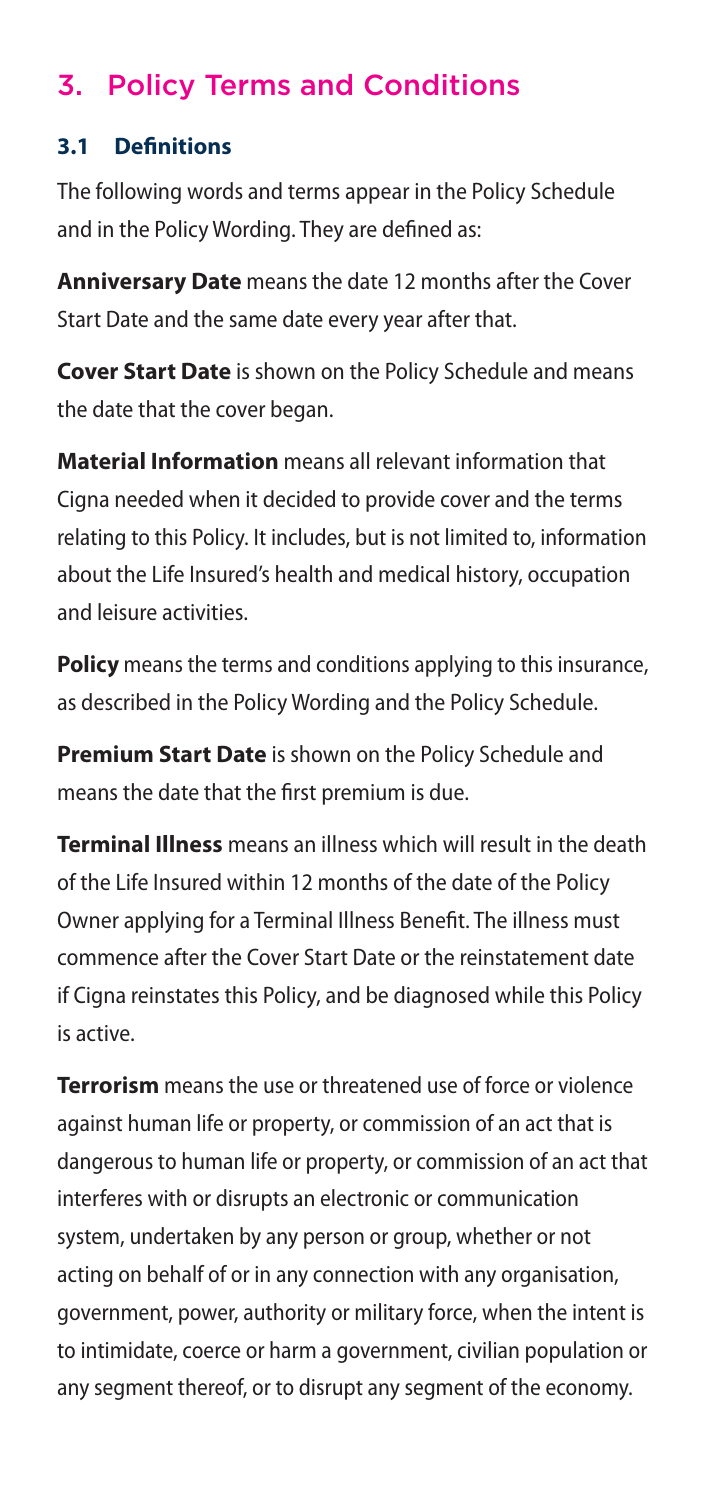## 3. Policy Terms and Conditions

### 3.1 Definitions

The following words and terms appear in the Policy Schedule and in the Policy Wording. They are defined as:

**Anniversary Date** means the date 12 months after the Cover Start Date and the same date every year after that.

**Cover Start Date** is shown on the Policy Schedule and means the date that the cover began.

**Material Information** means all relevant information that Cigna needed when it decided to provide cover and the terms relating to this Policy. It includes, but is not limited to, information about the Life Insured's health and medical history, occupation and leisure activities.

**Policy** means the terms and conditions applying to this insurance, as described in the Policy Wording and the Policy Schedule.

**Premium Start Date** is shown on the Policy Schedule and means the date that the first premium is due.

**Terminal Illness** means an illness which will result in the death of the Life Insured within 12 months of the date of the Policy Owner applying for a Terminal Illness Benefit. The illness must commence after the Cover Start Date or the reinstatement date if Cigna reinstates this Policy, and be diagnosed while this Policy is active.

**Terrorism** means the use or threatened use of force or violence against human life or property, or commission of an act that is dangerous to human life or property, or commission of an act that interferes with or disrupts an electronic or communication system, undertaken by any person or group, whether or not acting on behalf of or in any connection with any organisation, government, power, authority or military force, when the intent is to intimidate, coerce or harm a government, civilian population or any segment thereof, or to disrupt any segment of the economy.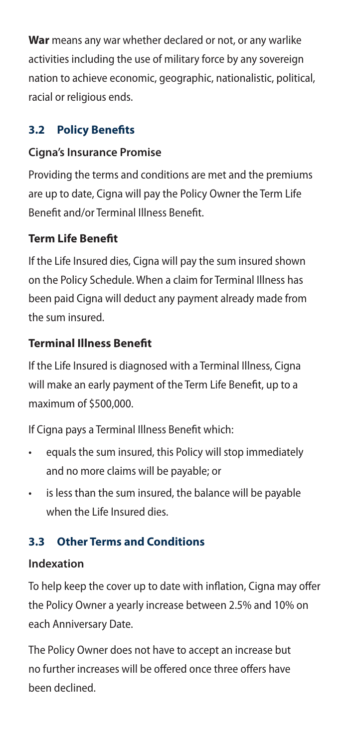**War** means any war whether declared or not, or any warlike activities including the use of military force by any sovereign nation to achieve economic, geographic, nationalistic, political, racial or religious ends.

## 3.2 Policy Benefits

### Cigna's Insurance Promise

Providing the terms and conditions are met and the premiums are up to date, Cigna will pay the Policy Owner the Term Life Benefit and/or Terminal Illness Benefit.

### Term Life Benefit

If the Life Insured dies, Cigna will pay the sum insured shown on the Policy Schedule. When a claim for Terminal Illness has been paid Cigna will deduct any payment already made from the sum insured.

### Terminal Illness Benefit

If the Life Insured is diagnosed with a Terminal Illness, Cigna will make an early payment of the Term Life Benefit, up to a maximum of $500,000.

If Cigna pays a Terminal Illness Benefit which:

- equals the sum insured, this Policy will stop immediately and no more claims will be payable; or
- is less than the sum insured, the balance will be payable when the Life Insured dies.

## 3.3 Other Terms and Conditions

### Indexation

To help keep the cover up to date with inflation, Cigna may offer the Policy Owner a yearly increase between 2.5% and 10% on each Anniversary Date.

The Policy Owner does not have to accept an increase but no further increases will be offered once three offers have been declined.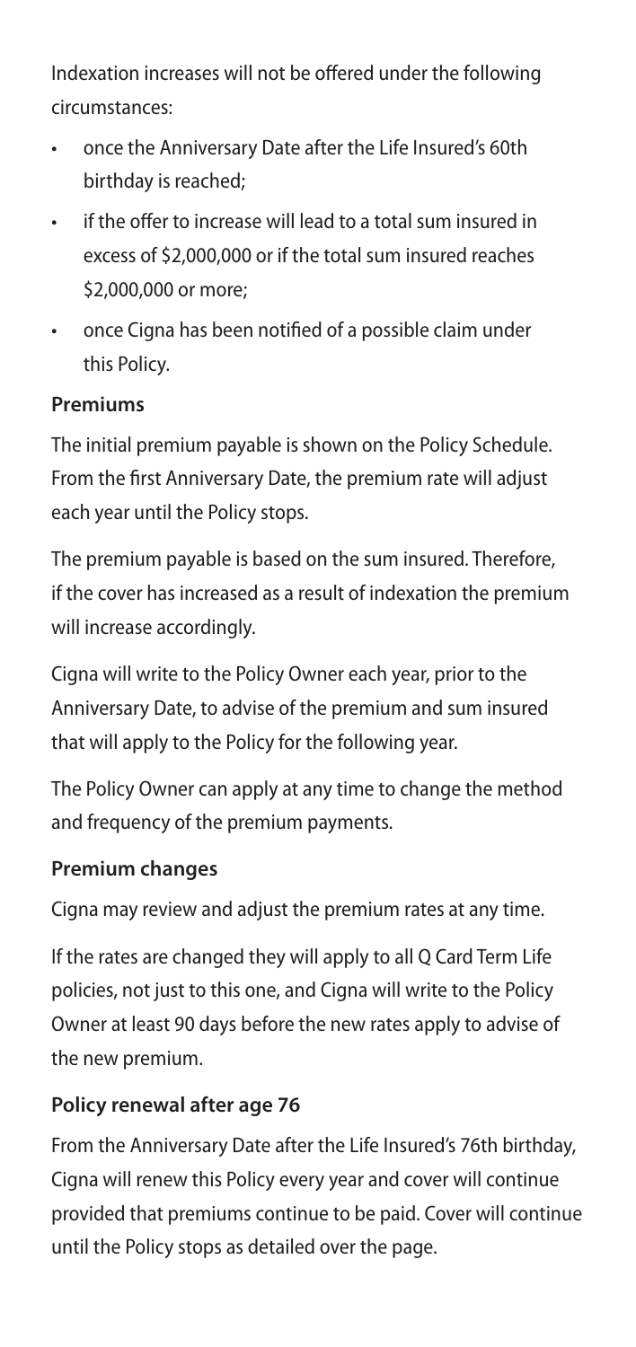Indexation increases will not be offered under the following circumstances:

- once the Anniversary Date after the Life Insured's 60th birthday is reached;
- if the offer to increase will lead to a total sum insured in excess of $2,000,000 or if the total sum insured reaches $2,000,000 or more;
- once Cigna has been notified of a possible claim under this Policy.

**Premiums**

The initial premium payable is shown on the Policy Schedule. From the first Anniversary Date, the premium rate will adjust each year until the Policy stops.

The premium payable is based on the sum insured. Therefore, if the cover has increased as a result of indexation the premium will increase accordingly.

Cigna will write to the Policy Owner each year, prior to the Anniversary Date, to advise of the premium and sum insured that will apply to the Policy for the following year.

The Policy Owner can apply at any time to change the method and frequency of the premium payments.

**Premium changes**

Cigna may review and adjust the premium rates at any time.

If the rates are changed they will apply to all Q Card Term Life policies, not just to this one, and Cigna will write to the Policy Owner at least 90 days before the new rates apply to advise of the new premium.

**Policy renewal after age 76**

From the Anniversary Date after the Life Insured's 76th birthday, Cigna will renew this Policy every year and cover will continue provided that premiums continue to be paid. Cover will continue until the Policy stops as detailed over the page.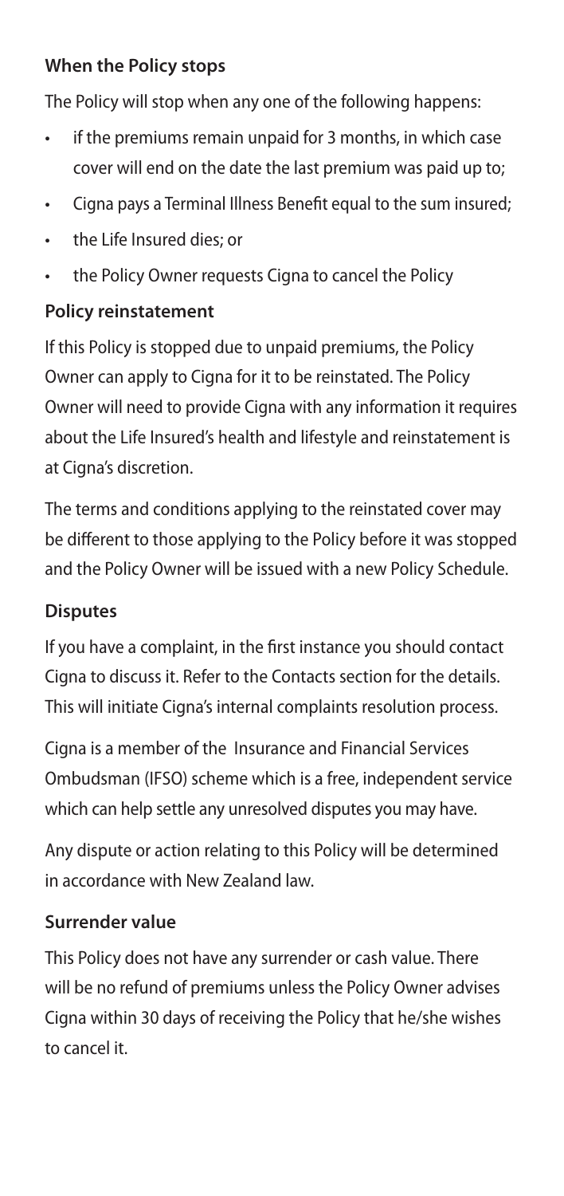## When the Policy stops

The Policy will stop when any one of the following happens:

- if the premiums remain unpaid for 3 months, in which case cover will end on the date the last premium was paid up to;
- Cigna pays a Terminal Illness Benefit equal to the sum insured;
- the Life Insured dies; or
- the Policy Owner requests Cigna to cancel the Policy

## Policy reinstatement

If this Policy is stopped due to unpaid premiums, the Policy Owner can apply to Cigna for it to be reinstated. The Policy Owner will need to provide Cigna with any information it requires about the Life Insured's health and lifestyle and reinstatement is at Cigna's discretion.

The terms and conditions applying to the reinstated cover may be different to those applying to the Policy before it was stopped and the Policy Owner will be issued with a new Policy Schedule.

## Disputes

If you have a complaint, in the first instance you should contact Cigna to discuss it. Refer to the Contacts section for the details. This will initiate Cigna's internal complaints resolution process.

Cigna is a member of the Insurance and Financial Services Ombudsman (IFSO) scheme which is a free, independent service which can help settle any unresolved disputes you may have.

Any dispute or action relating to this Policy will be determined in accordance with New Zealand law.

## Surrender value

This Policy does not have any surrender or cash value. There will be no refund of premiums unless the Policy Owner advises Cigna within 30 days of receiving the Policy that he/she wishes to cancel it.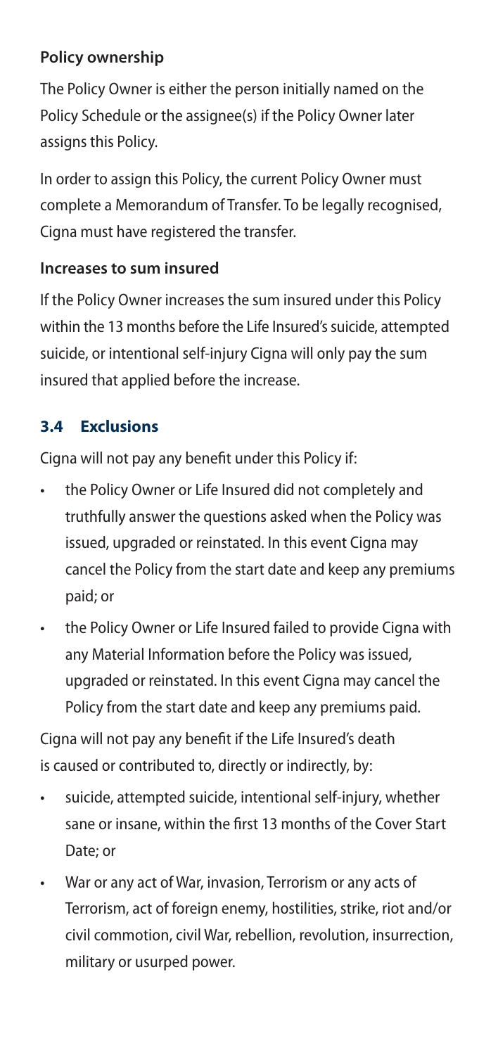**Policy ownership**

The Policy Owner is either the person initially named on the Policy Schedule or the assignee(s) if the Policy Owner later assigns this Policy.

In order to assign this Policy, the current Policy Owner must complete a Memorandum of Transfer. To be legally recognised, Cigna must have registered the transfer.

**Increases to sum insured**

If the Policy Owner increases the sum insured under this Policy within the 13 months before the Life Insured's suicide, attempted suicide, or intentional self-injury Cigna will only pay the sum insured that applied before the increase.

### 3.4 Exclusions

Cigna will not pay any benefit under this Policy if:

- the Policy Owner or Life Insured did not completely and truthfully answer the questions asked when the Policy was issued, upgraded or reinstated. In this event Cigna may cancel the Policy from the start date and keep any premiums paid; or
- the Policy Owner or Life Insured failed to provide Cigna with any Material Information before the Policy was issued, upgraded or reinstated. In this event Cigna may cancel the Policy from the start date and keep any premiums paid.

Cigna will not pay any benefit if the Life Insured's death is caused or contributed to, directly or indirectly, by:

- suicide, attempted suicide, intentional self-injury, whether sane or insane, within the first 13 months of the Cover Start Date; or
- War or any act of War, invasion, Terrorism or any acts of Terrorism, act of foreign enemy, hostilities, strike, riot and/or civil commotion, civil War, rebellion, revolution, insurrection, military or usurped power.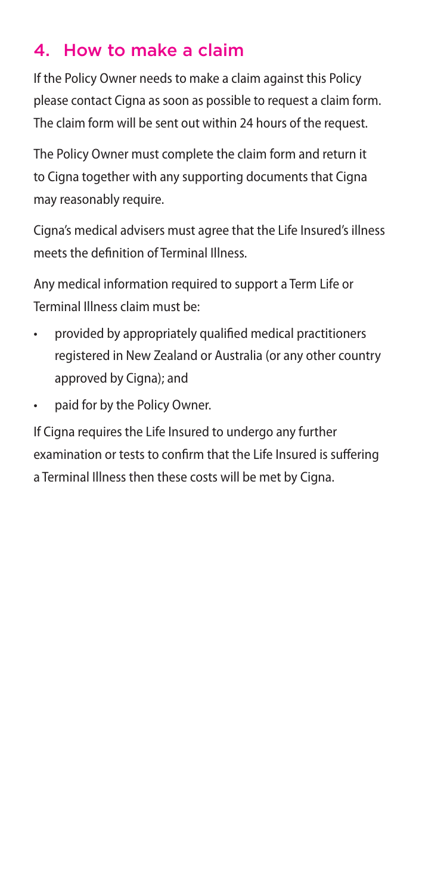## 4. How to make a claim

If the Policy Owner needs to make a claim against this Policy please contact Cigna as soon as possible to request a claim form. The claim form will be sent out within 24 hours of the request.

The Policy Owner must complete the claim form and return it to Cigna together with any supporting documents that Cigna may reasonably require.

Cigna's medical advisers must agree that the Life Insured's illness meets the definition of Terminal Illness.

Any medical information required to support a Term Life or Terminal Illness claim must be:

- provided by appropriately qualified medical practitioners registered in New Zealand or Australia (or any other country approved by Cigna); and
- paid for by the Policy Owner.

If Cigna requires the Life Insured to undergo any further examination or tests to confirm that the Life Insured is suffering a Terminal Illness then these costs will be met by Cigna.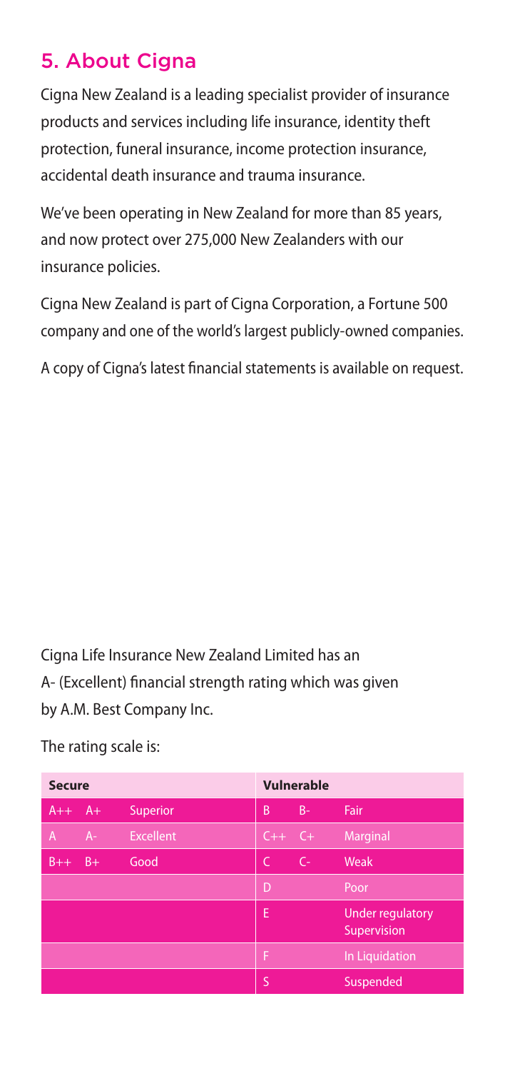## 5. About Cigna

Cigna New Zealand is a leading specialist provider of insurance products and services including life insurance, identity theft protection, funeral insurance, income protection insurance, accidental death insurance and trauma insurance.

We've been operating in New Zealand for more than 85 years, and now protect over 275,000 New Zealanders with our insurance policies.

Cigna New Zealand is part of Cigna Corporation, a Fortune 500 company and one of the world's largest publicly-owned companies.

A copy of Cigna's latest financial statements is available on request.

Cigna Life Insurance New Zealand Limited has an A- (Excellent) financial strength rating which was given by A.M. Best Company Inc.

The rating scale is:

| **Secure** | | | **Vulnerable** | | |
|---|---|---|---|---|---|
| A++ | A+ | Superior | B | B- | Fair |
| A | A- | Excellent | C++ | C+ | Marginal |
| B++ | B+ | Good | C | C- | Weak |
| | | | D | | Poor |
| | | | E | | Under regulatory Supervision |
| | | | F | | In Liquidation |
| | | | S | | Suspended |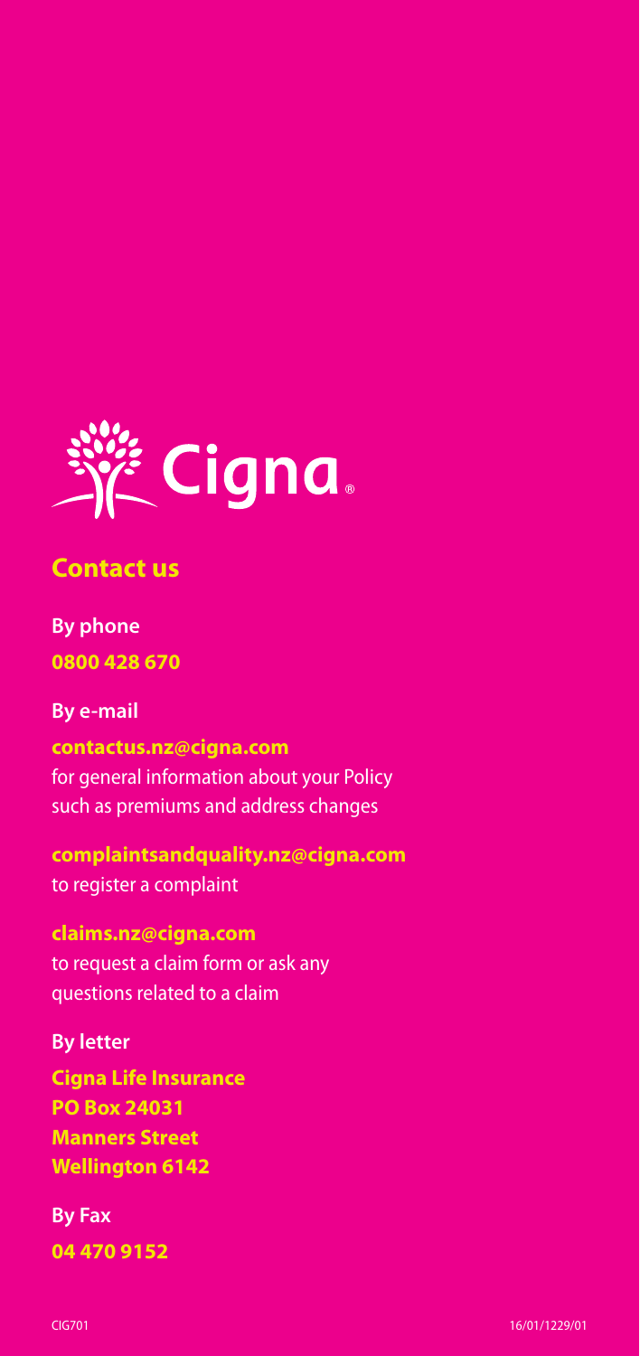Cigna

## Contact us

**By phone**

**0800 428 670**

**By e-mail**

**contactus.nz@cigna.com**
for general information about your Policy such as premiums and address changes

**complaintsandquality.nz@cigna.com**
to register a complaint

**claims.nz@cigna.com**
to request a claim form or ask any questions related to a claim

**By letter**

**Cigna Life Insurance**
**PO Box 24031**
**Manners Street**
**Wellington 6142**

**By Fax**

**04 470 9152**

CIG701 16/01/1229/01